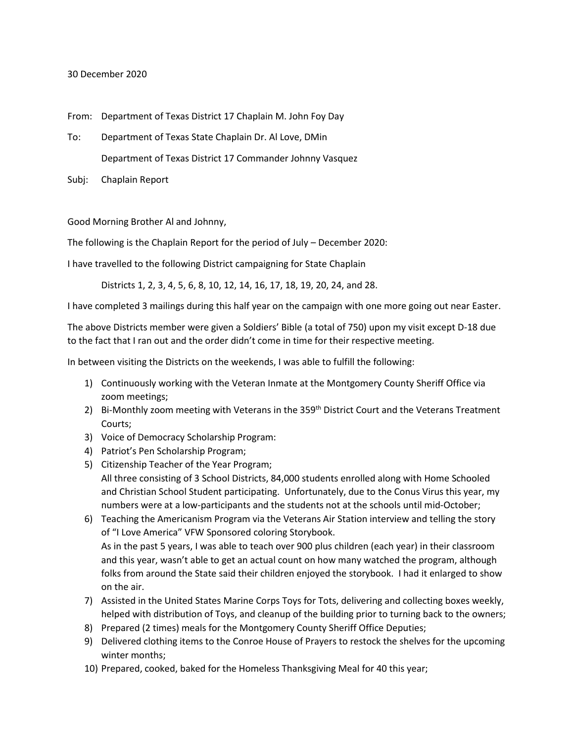30 December 2020

From: Department of Texas District 17 Chaplain M. John Foy Day

To: Department of Texas State Chaplain Dr. Al Love, DMin

Department of Texas District 17 Commander Johnny Vasquez

Subj: Chaplain Report

Good Morning Brother Al and Johnny,

The following is the Chaplain Report for the period of July – December 2020:

I have travelled to the following District campaigning for State Chaplain

Districts 1, 2, 3, 4, 5, 6, 8, 10, 12, 14, 16, 17, 18, 19, 20, 24, and 28.

I have completed 3 mailings during this half year on the campaign with one more going out near Easter.

The above Districts member were given a Soldiers' Bible (a total of 750) upon my visit except D-18 due to the fact that I ran out and the order didn't come in time for their respective meeting.

In between visiting the Districts on the weekends, I was able to fulfill the following:

1) Continuously working with the Veteran Inmate at the Montgomery County Sheriff Office via zoom meetings;
2) Bi-Monthly zoom meeting with Veterans in the 359th District Court and the Veterans Treatment Courts;
3) Voice of Democracy Scholarship Program:
4) Patriot's Pen Scholarship Program;
5) Citizenship Teacher of the Year Program;
   All three consisting of 3 School Districts, 84,000 students enrolled along with Home Schooled and Christian School Student participating. Unfortunately, due to the Conus Virus this year, my numbers were at a low-participants and the students not at the schools until mid-October;
6) Teaching the Americanism Program via the Veterans Air Station interview and telling the story of "I Love America" VFW Sponsored coloring Storybook.
   As in the past 5 years, I was able to teach over 900 plus children (each year) in their classroom and this year, wasn't able to get an actual count on how many watched the program, although folks from around the State said their children enjoyed the storybook. I had it enlarged to show on the air.
7) Assisted in the United States Marine Corps Toys for Tots, delivering and collecting boxes weekly, helped with distribution of Toys, and cleanup of the building prior to turning back to the owners;
8) Prepared (2 times) meals for the Montgomery County Sheriff Office Deputies;
9) Delivered clothing items to the Conroe House of Prayers to restock the shelves for the upcoming winter months;
10) Prepared, cooked, baked for the Homeless Thanksgiving Meal for 40 this year;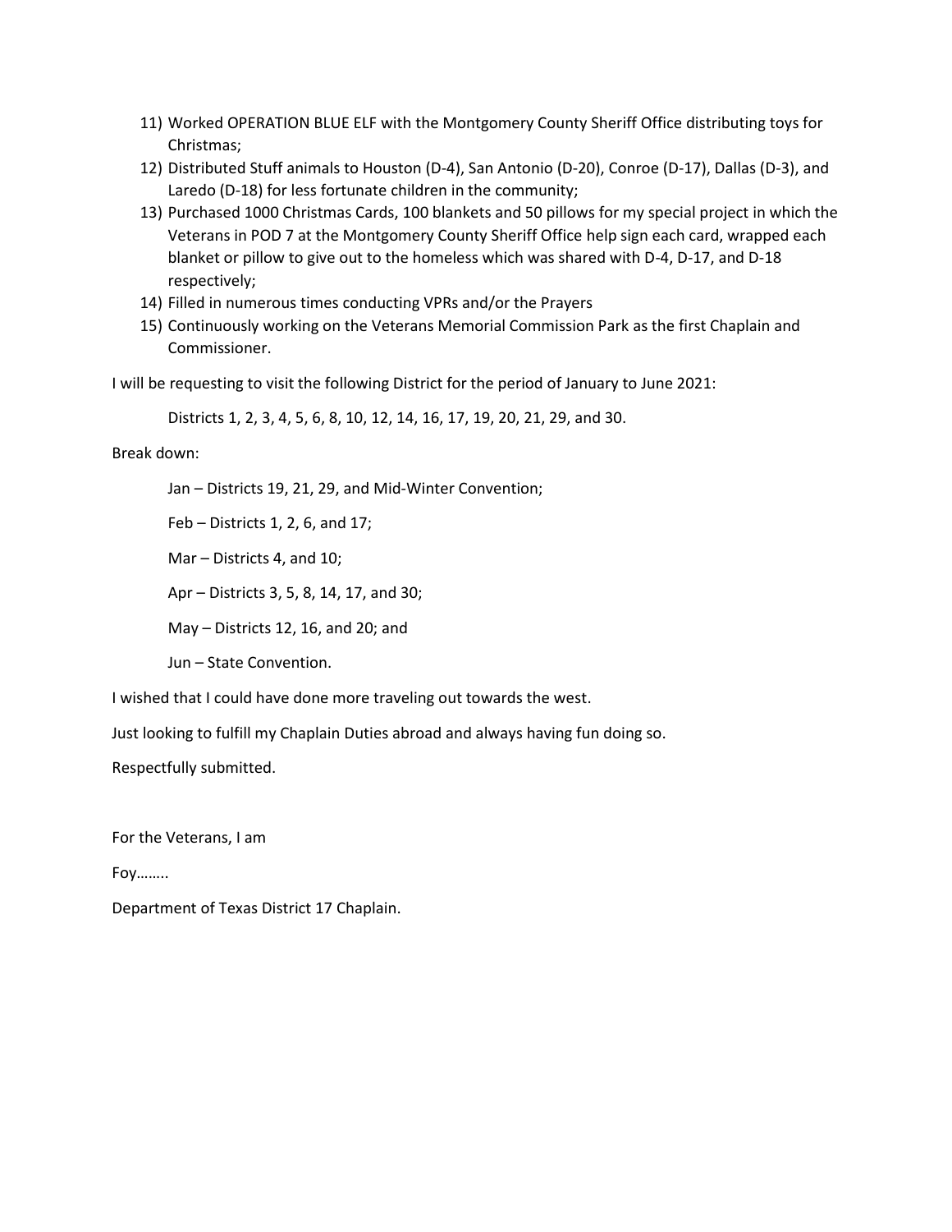11) Worked OPERATION BLUE ELF with the Montgomery County Sheriff Office distributing toys for Christmas;
12) Distributed Stuff animals to Houston (D-4), San Antonio (D-20), Conroe (D-17), Dallas (D-3), and Laredo (D-18) for less fortunate children in the community;
13) Purchased 1000 Christmas Cards, 100 blankets and 50 pillows for my special project in which the Veterans in POD 7 at the Montgomery County Sheriff Office help sign each card, wrapped each blanket or pillow to give out to the homeless which was shared with D-4, D-17, and D-18 respectively;
14) Filled in numerous times conducting VPRs and/or the Prayers
15) Continuously working on the Veterans Memorial Commission Park as the first Chaplain and Commissioner.

I will be requesting to visit the following District for the period of January to June 2021:

Districts 1, 2, 3, 4, 5, 6, 8, 10, 12, 14, 16, 17, 19, 20, 21, 29, and 30.

Break down:

Jan – Districts 19, 21, 29, and Mid-Winter Convention;

Feb – Districts 1, 2, 6, and 17;

Mar – Districts 4, and 10;

Apr – Districts 3, 5, 8, 14, 17, and 30;

May – Districts 12, 16, and 20; and

Jun – State Convention.

I wished that I could have done more traveling out towards the west.

Just looking to fulfill my Chaplain Duties abroad and always having fun doing so.

Respectfully submitted.

For the Veterans, I am

Foy……..

Department of Texas District 17 Chaplain.